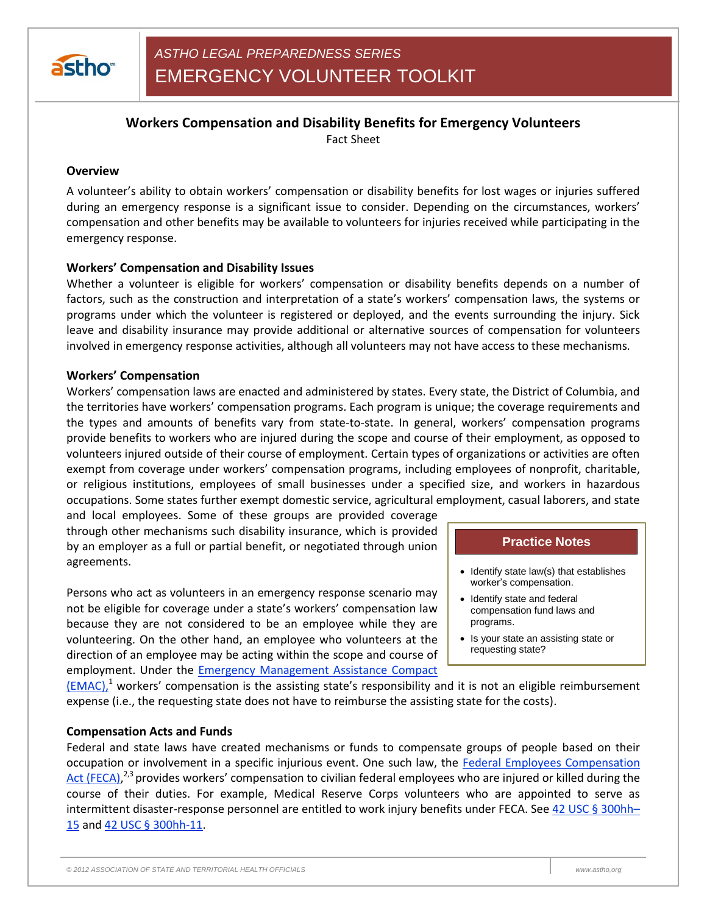*ASTHO LEGAL PREPAREDNESS SERIES*

EMERGENCY VOLUNTEER TOOLKIT

# Workers Compensation and Disability Benefits for Emergency Volunteers

Fact Sheet

## Overview

A volunteer's ability to obtain workers' compensation or disability benefits for lost wages or injuries suffered during an emergency response is a significant issue to consider. Depending on the circumstances, workers' compensation and other benefits may be available to volunteers for injuries received while participating in the emergency response.

## Workers' Compensation and Disability Issues

Whether a volunteer is eligible for workers' compensation or disability benefits depends on a number of factors, such as the construction and interpretation of a state's workers' compensation laws, the systems or programs under which the volunteer is registered or deployed, and the events surrounding the injury. Sick leave and disability insurance may provide additional or alternative sources of compensation for volunteers involved in emergency response activities, although all volunteers may not have access to these mechanisms.

## Workers' Compensation

Workers' compensation laws are enacted and administered by states. Every state, the District of Columbia, and the territories have workers' compensation programs. Each program is unique; the coverage requirements and the types and amounts of benefits vary from state-to-state. In general, workers' compensation programs provide benefits to workers who are injured during the scope and course of their employment, as opposed to volunteers injured outside of their course of employment. Certain types of organizations or activities are often exempt from coverage under workers' compensation programs, including employees of nonprofit, charitable, or religious institutions, employees of small businesses under a specified size, and workers in hazardous occupations. Some states further exempt domestic service, agricultural employment, casual laborers, and state and local employees. Some of these groups are provided coverage through other mechanisms such disability insurance, which is provided by an employer as a full or partial benefit, or negotiated through union agreements.

Persons who act as volunteers in an emergency response scenario may not be eligible for coverage under a state's workers' compensation law because they are not considered to be an employee while they are volunteering. On the other hand, an employee who volunteers at the direction of an employee may be acting within the scope and course of employment. Under the Emergency Management Assistance Compact (EMAC),[1] workers' compensation is the assisting state's responsibility and it is not an eligible reimbursement expense (i.e., the requesting state does not have to reimburse the assisting state for the costs).

> **Practice Notes**
>
> - Identify state law(s) that establishes worker's compensation.
> - Identify state and federal compensation fund laws and programs.
> - Is your state an assisting state or requesting state?

## Compensation Acts and Funds

Federal and state laws have created mechanisms or funds to compensate groups of people based on their occupation or involvement in a specific injurious event. One such law, the Federal Employees Compensation Act (FECA),[2,3] provides workers' compensation to civilian federal employees who are injured or killed during the course of their duties. For example, Medical Reserve Corps volunteers who are appointed to serve as intermittent disaster-response personnel are entitled to work injury benefits under FECA. See 42 USC § 300hh–15 and 42 USC § 300hh-11.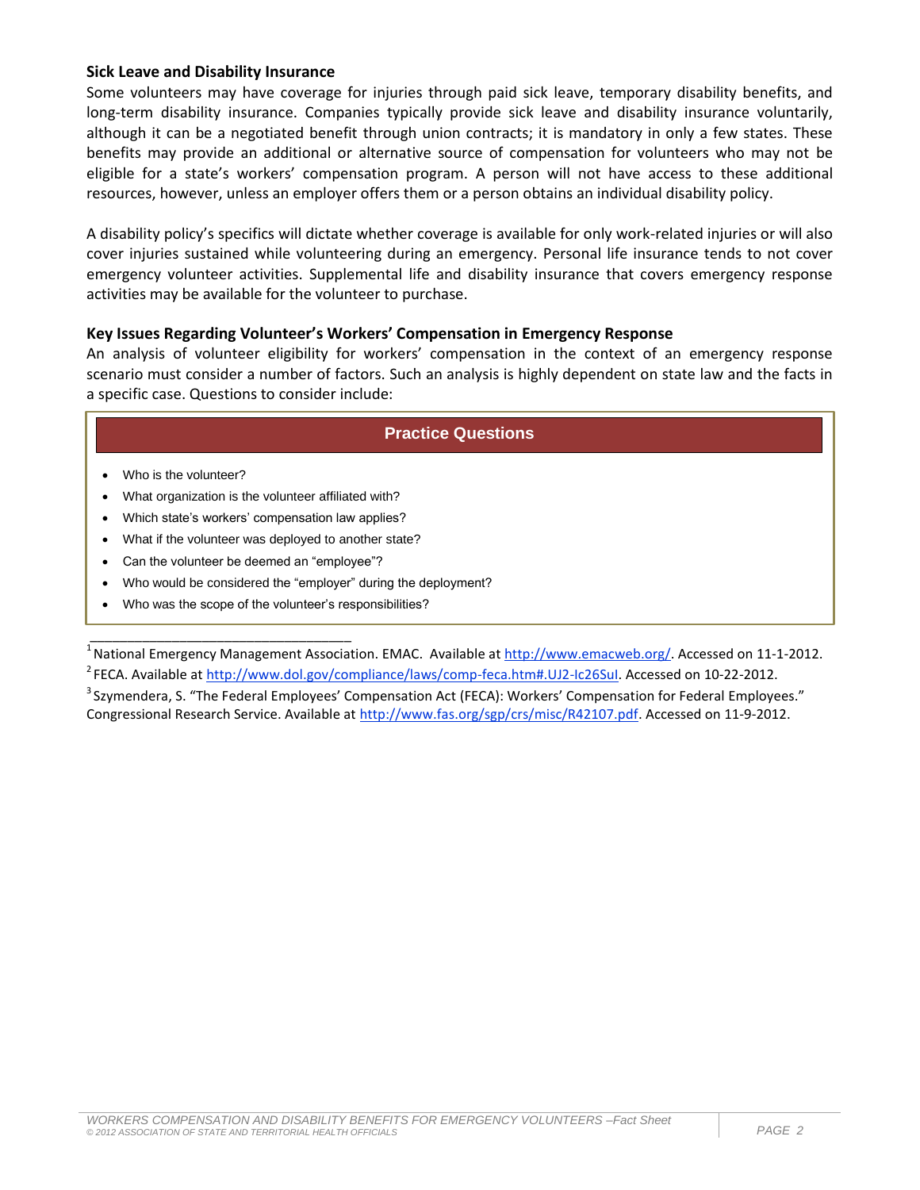### Sick Leave and Disability Insurance

Some volunteers may have coverage for injuries through paid sick leave, temporary disability benefits, and long-term disability insurance. Companies typically provide sick leave and disability insurance voluntarily, although it can be a negotiated benefit through union contracts; it is mandatory in only a few states. These benefits may provide an additional or alternative source of compensation for volunteers who may not be eligible for a state's workers' compensation program. A person will not have access to these additional resources, however, unless an employer offers them or a person obtains an individual disability policy.

A disability policy's specifics will dictate whether coverage is available for only work-related injuries or will also cover injuries sustained while volunteering during an emergency. Personal life insurance tends to not cover emergency volunteer activities. Supplemental life and disability insurance that covers emergency response activities may be available for the volunteer to purchase.

### Key Issues Regarding Volunteer's Workers' Compensation in Emergency Response

An analysis of volunteer eligibility for workers' compensation in the context of an emergency response scenario must consider a number of factors. Such an analysis is highly dependent on state law and the facts in a specific case. Questions to consider include:

**Practice Questions**

- Who is the volunteer?
- What organization is the volunteer affiliated with?
- Which state's workers' compensation law applies?
- What if the volunteer was deployed to another state?
- Can the volunteer be deemed an "employee"?
- Who would be considered the "employer" during the deployment?
- Who was the scope of the volunteer's responsibilities?

---

[1] National Emergency Management Association. EMAC. Available at http://www.emacweb.org/. Accessed on 11-1-2012.

[2] FECA. Available at http://www.dol.gov/compliance/laws/comp-feca.htm#.UJ2-Ic26SuI. Accessed on 10-22-2012.

[3] Szymendera, S. "The Federal Employees' Compensation Act (FECA): Workers' Compensation for Federal Employees." Congressional Research Service. Available at http://www.fas.org/sgp/crs/misc/R42107.pdf. Accessed on 11-9-2012.